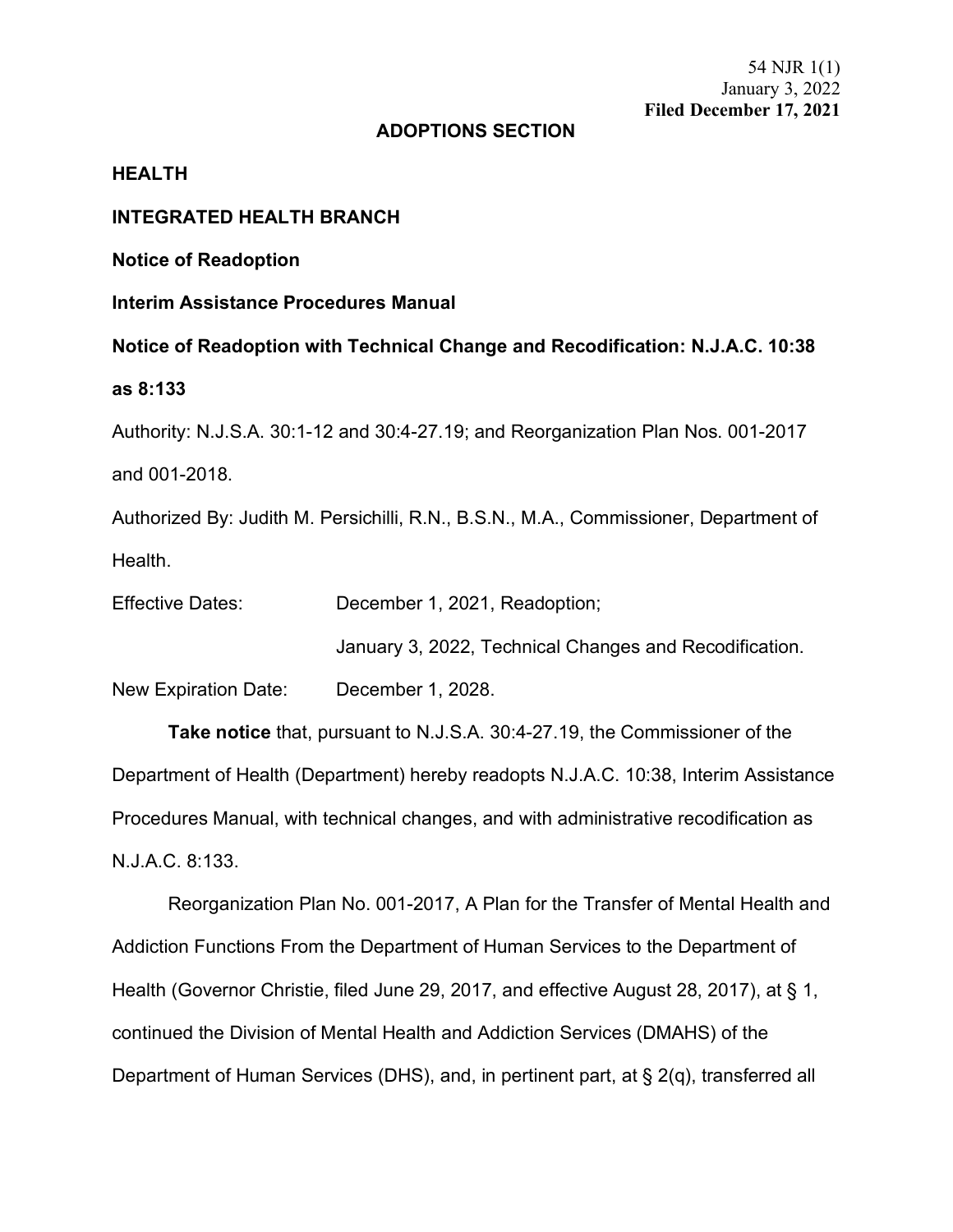54 NJR 1(1)
January 3, 2022
**Filed December 17, 2021**

## ADOPTIONS SECTION

**HEALTH**

**INTEGRATED HEALTH BRANCH**

**Notice of Readoption**

**Interim Assistance Procedures Manual**

**Notice of Readoption with Technical Change and Recodification: N.J.A.C. 10:38 as 8:133**

Authority: N.J.S.A. 30:1-12 and 30:4-27.19; and Reorganization Plan Nos. 001-2017 and 001-2018.

Authorized By: Judith M. Persichilli, R.N., B.S.N., M.A., Commissioner, Department of Health.

Effective Dates: December 1, 2021, Readoption;

January 3, 2022, Technical Changes and Recodification.

New Expiration Date: December 1, 2028.

**Take notice** that, pursuant to N.J.S.A. 30:4-27.19, the Commissioner of the Department of Health (Department) hereby readopts N.J.A.C. 10:38, Interim Assistance Procedures Manual, with technical changes, and with administrative recodification as N.J.A.C. 8:133.

Reorganization Plan No. 001-2017, A Plan for the Transfer of Mental Health and Addiction Functions From the Department of Human Services to the Department of Health (Governor Christie, filed June 29, 2017, and effective August 28, 2017), at § 1, continued the Division of Mental Health and Addiction Services (DMAHS) of the Department of Human Services (DHS), and, in pertinent part, at § 2(q), transferred all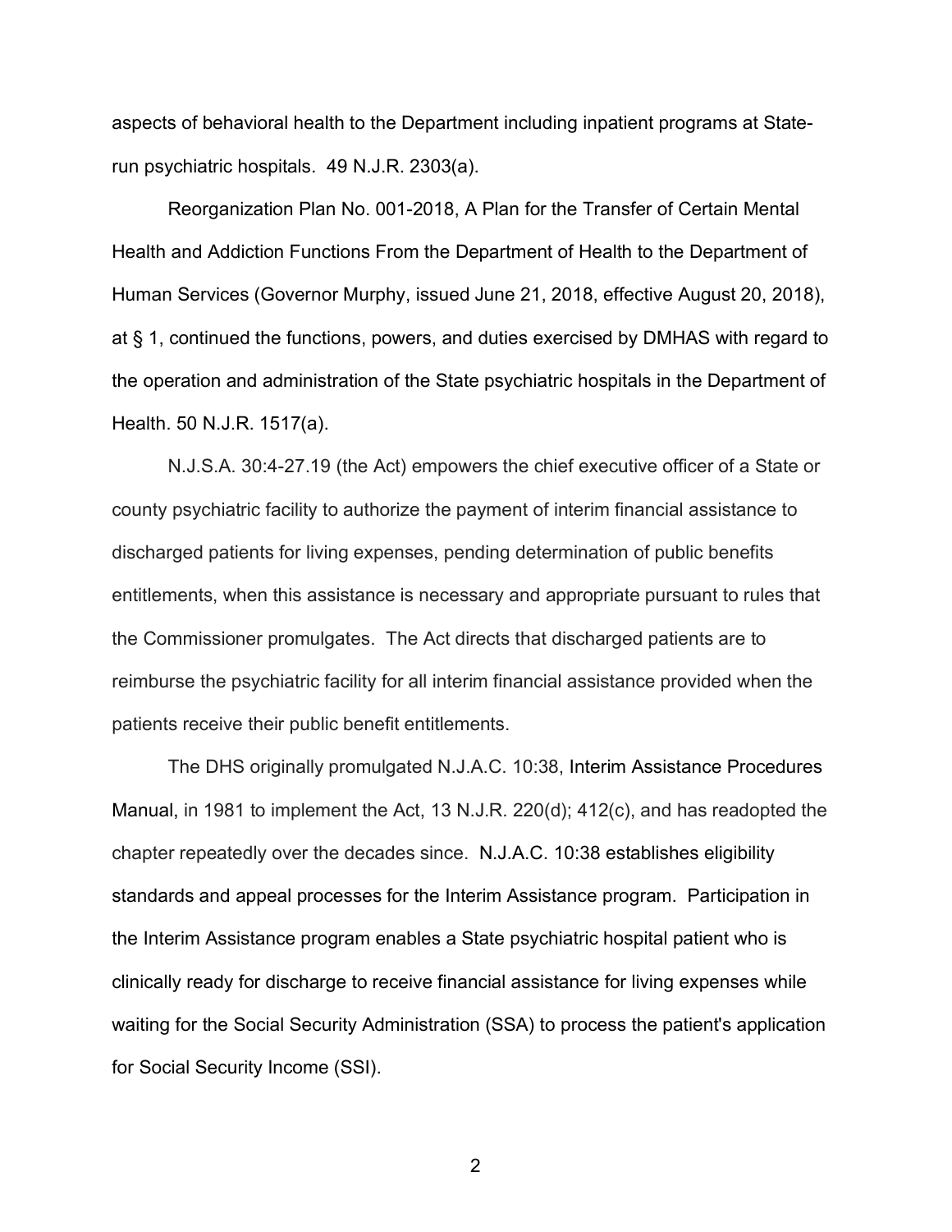aspects of behavioral health to the Department including inpatient programs at State-run psychiatric hospitals. 49 N.J.R. 2303(a).

Reorganization Plan No. 001-2018, A Plan for the Transfer of Certain Mental Health and Addiction Functions From the Department of Health to the Department of Human Services (Governor Murphy, issued June 21, 2018, effective August 20, 2018), at § 1, continued the functions, powers, and duties exercised by DMHAS with regard to the operation and administration of the State psychiatric hospitals in the Department of Health. 50 N.J.R. 1517(a).

N.J.S.A. 30:4-27.19 (the Act) empowers the chief executive officer of a State or county psychiatric facility to authorize the payment of interim financial assistance to discharged patients for living expenses, pending determination of public benefits entitlements, when this assistance is necessary and appropriate pursuant to rules that the Commissioner promulgates. The Act directs that discharged patients are to reimburse the psychiatric facility for all interim financial assistance provided when the patients receive their public benefit entitlements.

The DHS originally promulgated N.J.A.C. 10:38, Interim Assistance Procedures Manual, in 1981 to implement the Act, 13 N.J.R. 220(d); 412(c), and has readopted the chapter repeatedly over the decades since. N.J.A.C. 10:38 establishes eligibility standards and appeal processes for the Interim Assistance program. Participation in the Interim Assistance program enables a State psychiatric hospital patient who is clinically ready for discharge to receive financial assistance for living expenses while waiting for the Social Security Administration (SSA) to process the patient's application for Social Security Income (SSI).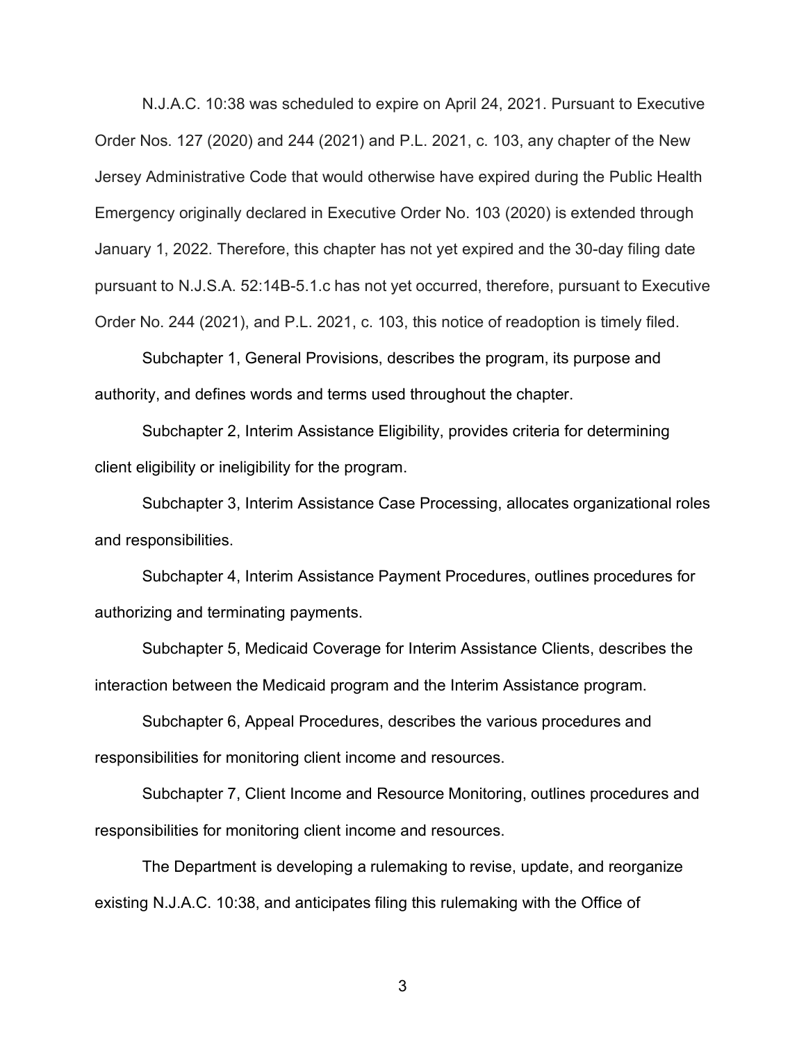N.J.A.C. 10:38 was scheduled to expire on April 24, 2021. Pursuant to Executive Order Nos. 127 (2020) and 244 (2021) and P.L. 2021, c. 103, any chapter of the New Jersey Administrative Code that would otherwise have expired during the Public Health Emergency originally declared in Executive Order No. 103 (2020) is extended through January 1, 2022. Therefore, this chapter has not yet expired and the 30-day filing date pursuant to N.J.S.A. 52:14B-5.1.c has not yet occurred, therefore, pursuant to Executive Order No. 244 (2021), and P.L. 2021, c. 103, this notice of readoption is timely filed.

Subchapter 1, General Provisions, describes the program, its purpose and authority, and defines words and terms used throughout the chapter.

Subchapter 2, Interim Assistance Eligibility, provides criteria for determining client eligibility or ineligibility for the program.

Subchapter 3, Interim Assistance Case Processing, allocates organizational roles and responsibilities.

Subchapter 4, Interim Assistance Payment Procedures, outlines procedures for authorizing and terminating payments.

Subchapter 5, Medicaid Coverage for Interim Assistance Clients, describes the interaction between the Medicaid program and the Interim Assistance program.

Subchapter 6, Appeal Procedures, describes the various procedures and responsibilities for monitoring client income and resources.

Subchapter 7, Client Income and Resource Monitoring, outlines procedures and responsibilities for monitoring client income and resources.

The Department is developing a rulemaking to revise, update, and reorganize existing N.J.A.C. 10:38, and anticipates filing this rulemaking with the Office of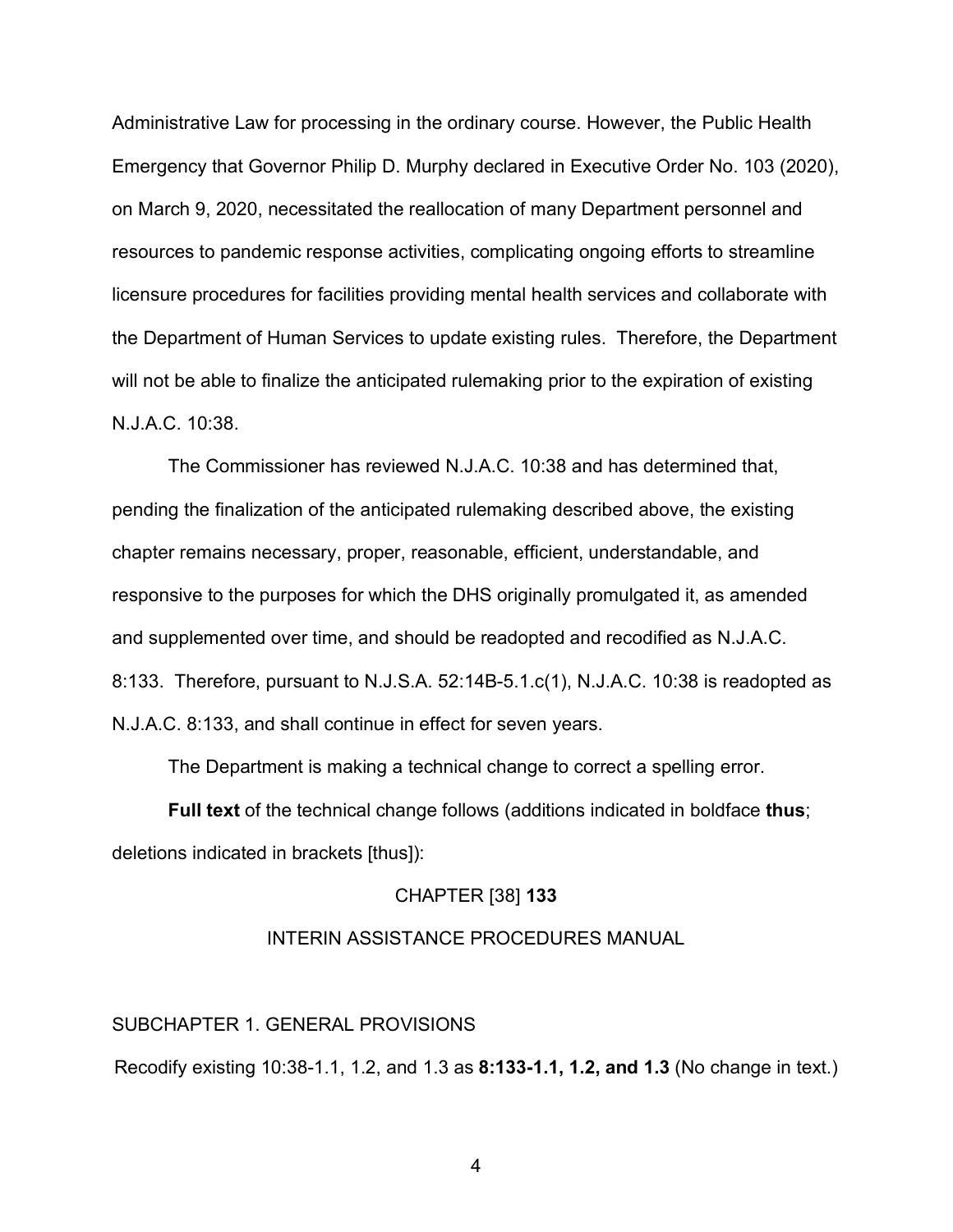Administrative Law for processing in the ordinary course. However, the Public Health Emergency that Governor Philip D. Murphy declared in Executive Order No. 103 (2020), on March 9, 2020, necessitated the reallocation of many Department personnel and resources to pandemic response activities, complicating ongoing efforts to streamline licensure procedures for facilities providing mental health services and collaborate with the Department of Human Services to update existing rules. Therefore, the Department will not be able to finalize the anticipated rulemaking prior to the expiration of existing N.J.A.C. 10:38.

The Commissioner has reviewed N.J.A.C. 10:38 and has determined that, pending the finalization of the anticipated rulemaking described above, the existing chapter remains necessary, proper, reasonable, efficient, understandable, and responsive to the purposes for which the DHS originally promulgated it, as amended and supplemented over time, and should be readopted and recodified as N.J.A.C. 8:133. Therefore, pursuant to N.J.S.A. 52:14B-5.1.c(1), N.J.A.C. 10:38 is readopted as N.J.A.C. 8:133, and shall continue in effect for seven years.

The Department is making a technical change to correct a spelling error.

**Full text** of the technical change follows (additions indicated in boldface **thus**; deletions indicated in brackets [thus]):

CHAPTER [38] **133**

INTERIN ASSISTANCE PROCEDURES MANUAL

SUBCHAPTER 1. GENERAL PROVISIONS

Recodify existing 10:38-1.1, 1.2, and 1.3 as **8:133-1.1, 1.2, and 1.3** (No change in text.)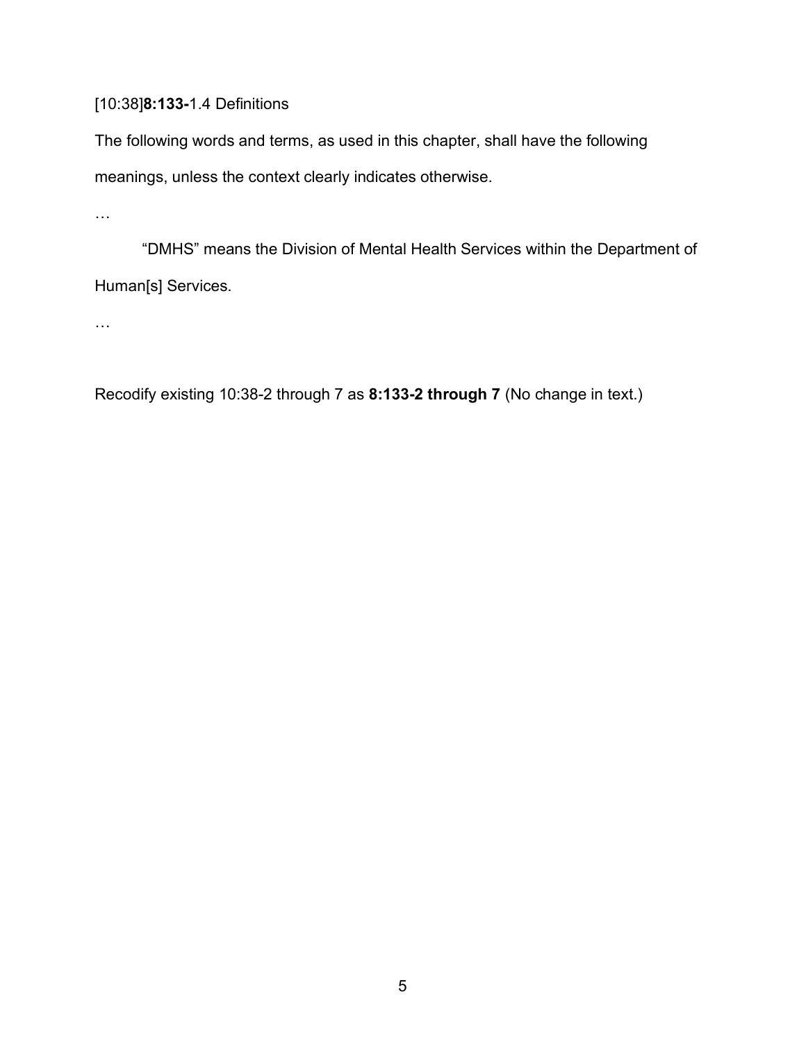[10:38]**8:133-**1.4 Definitions

The following words and terms, as used in this chapter, shall have the following meanings, unless the context clearly indicates otherwise.

…

“DMHS” means the Division of Mental Health Services within the Department of Human[s] Services.

…

Recodify existing 10:38-2 through 7 as **8:133-2 through 7** (No change in text.)